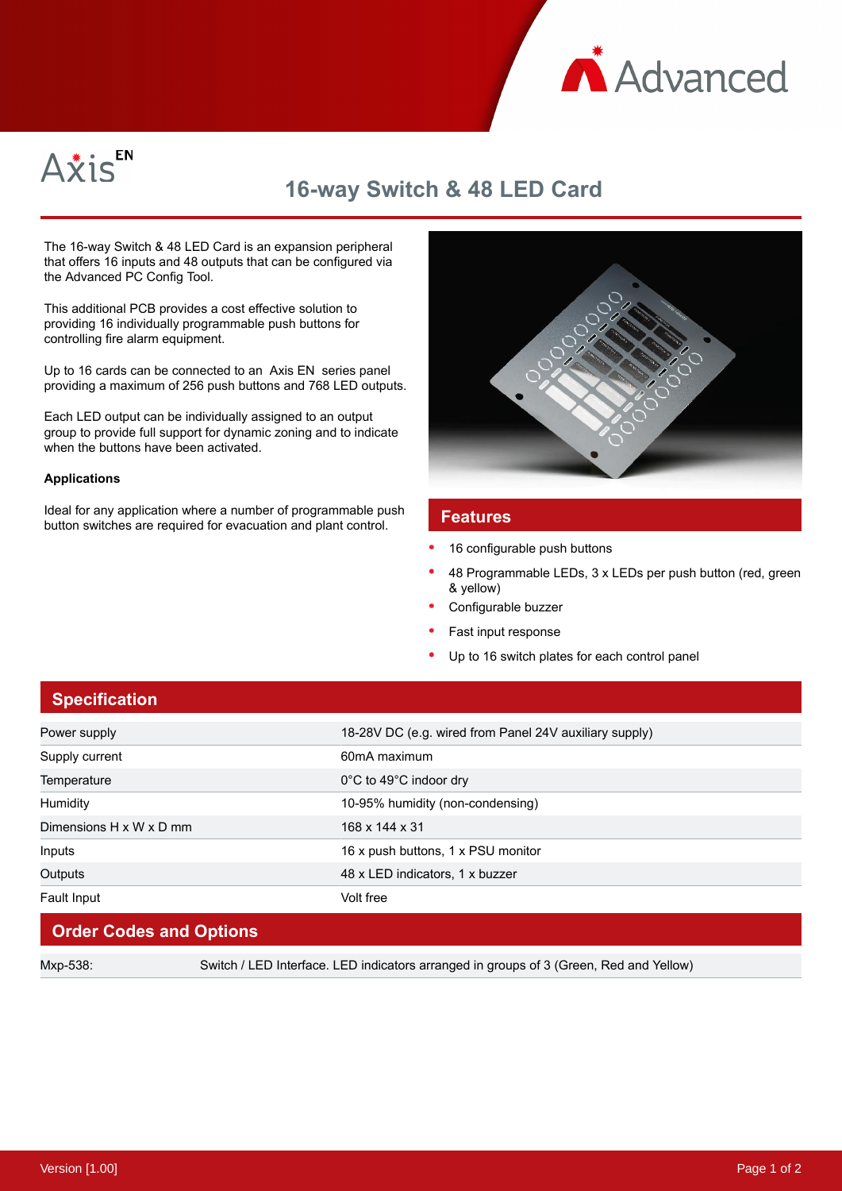Advanced

AxisEN

# 16-way Switch & 48 LED Card

The 16-way Switch & 48 LED Card is an expansion peripheral that offers 16 inputs and 48 outputs that can be configured via the Advanced PC Config Tool.

This additional PCB provides a cost effective solution to providing 16 individually programmable push buttons for controlling fire alarm equipment.

Up to 16 cards can be connected to an Axis EN series panel providing a maximum of 256 push buttons and 768 LED outputs.

Each LED output can be individually assigned to an output group to provide full support for dynamic zoning and to indicate when the buttons have been activated.

**Applications**

Ideal for any application where a number of programmable push button switches are required for evacuation and plant control.

## Features

- 16 configurable push buttons
- 48 Programmable LEDs, 3 x LEDs per push button (red, green & yellow)
- Configurable buzzer
- Fast input response
- Up to 16 switch plates for each control panel

## Specification

| | |
|---|---|
| Power supply | 18-28V DC (e.g. wired from Panel 24V auxiliary supply) |
| Supply current | 60mA maximum |
| Temperature | 0°C to 49°C indoor dry |
| Humidity | 10-95% humidity (non-condensing) |
| Dimensions H x W x D mm | 168 x 144 x 31 |
| Inputs | 16 x push buttons, 1 x PSU monitor |
| Outputs | 48 x LED indicators, 1 x buzzer |
| Fault Input | Volt free |

## Order Codes and Options

| | |
|---|---|
| Mxp-538: | Switch / LED Interface. LED indicators arranged in groups of 3 (Green, Red and Yellow) |

Version [1.00]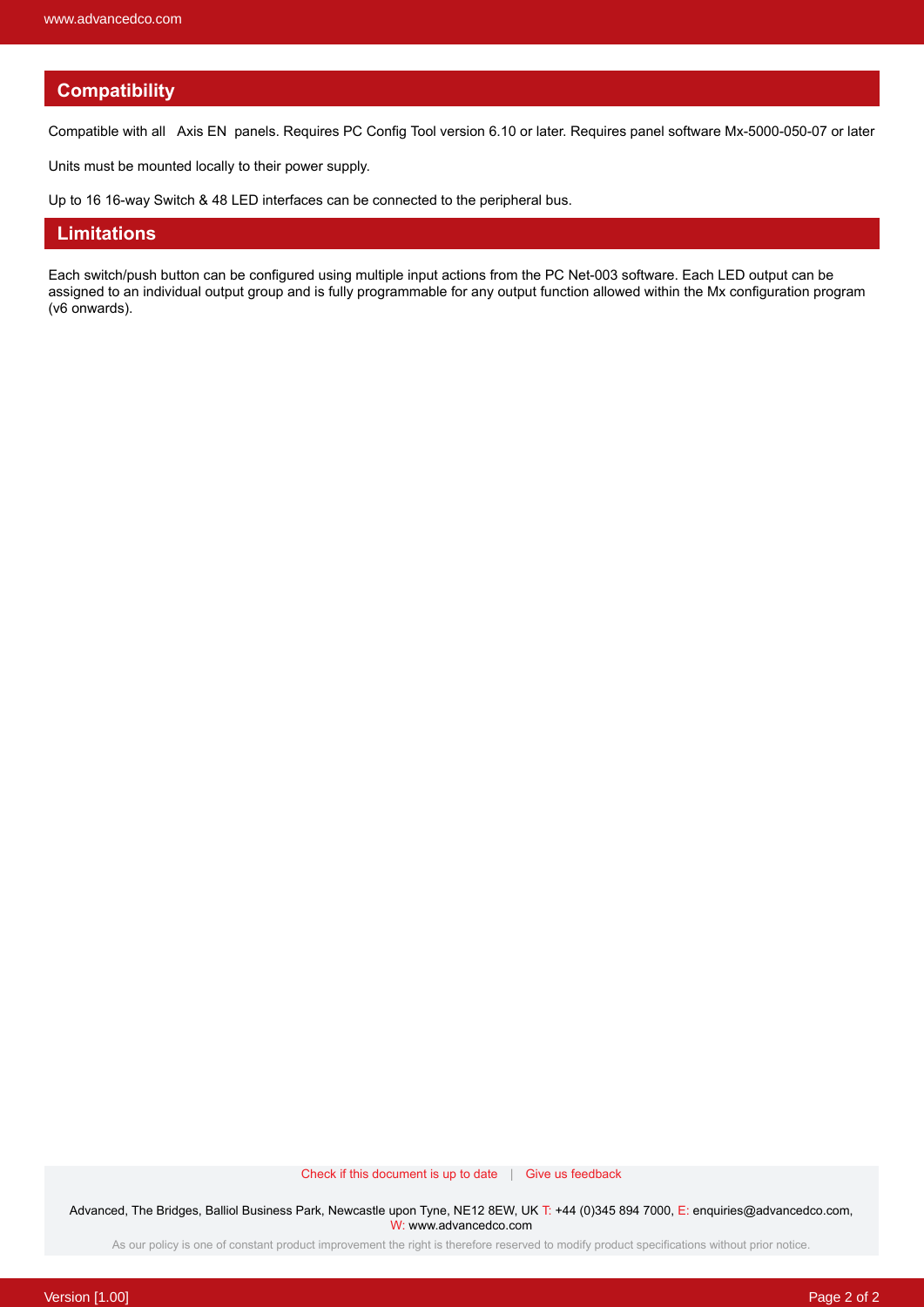## Compatibility

Compatible with all Axis EN panels. Requires PC Config Tool version 6.10 or later. Requires panel software Mx-5000-050-07 or later

Units must be mounted locally to their power supply.

Up to 16 16-way Switch & 48 LED interfaces can be connected to the peripheral bus.

## Limitations

Each switch/push button can be configured using multiple input actions from the PC Net-003 software. Each LED output can be assigned to an individual output group and is fully programmable for any output function allowed within the Mx configuration program (v6 onwards).

Check if this document is up to date | Give us feedback

Advanced, The Bridges, Balliol Business Park, Newcastle upon Tyne, NE12 8EW, UK T: +44 (0)345 894 7000, E: enquiries@advancedco.com, W: www.advancedco.com

As our policy is one of constant product improvement the right is therefore reserved to modify product specifications without prior notice.

Version [1.00]